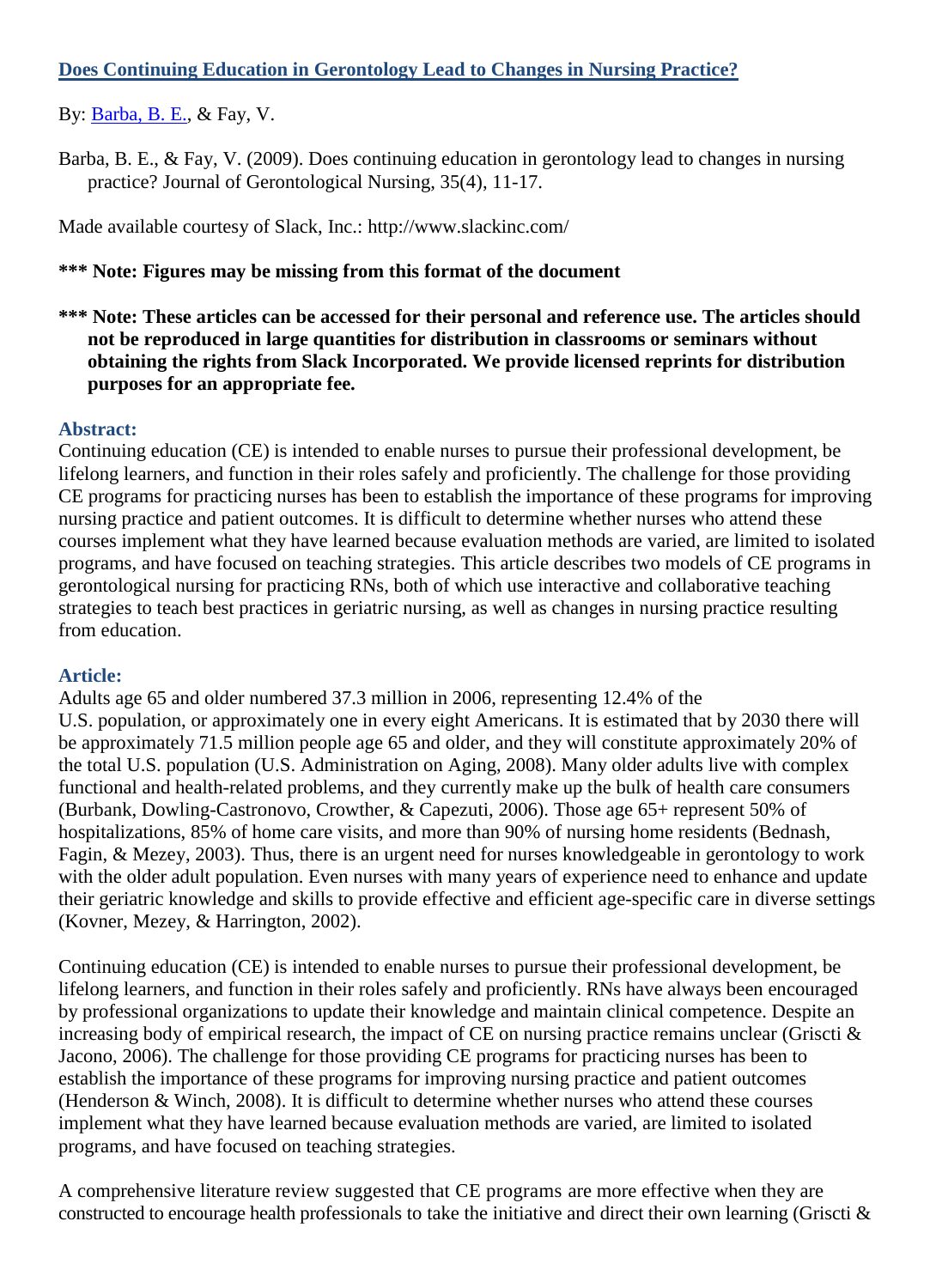# Does Continuing Education in Gerontology Lead to Changes in Nursing Practice?

By: Barba, B. E., & Fay, V.

Barba, B. E., & Fay, V. (2009). Does continuing education in gerontology lead to changes in nursing practice? Journal of Gerontological Nursing, 35(4), 11-17.

Made available courtesy of Slack, Inc.: http://www.slackinc.com/

**\*\*\* Note: Figures may be missing from this format of the document**

**\*\*\* Note: These articles can be accessed for their personal and reference use. The articles should not be reproduced in large quantities for distribution in classrooms or seminars without obtaining the rights from Slack Incorporated. We provide licensed reprints for distribution purposes for an appropriate fee.**

## Abstract:

Continuing education (CE) is intended to enable nurses to pursue their professional development, be lifelong learners, and function in their roles safely and proficiently. The challenge for those providing CE programs for practicing nurses has been to establish the importance of these programs for improving nursing practice and patient outcomes. It is difficult to determine whether nurses who attend these courses implement what they have learned because evaluation methods are varied, are limited to isolated programs, and have focused on teaching strategies. This article describes two models of CE programs in gerontological nursing for practicing RNs, both of which use interactive and collaborative teaching strategies to teach best practices in geriatric nursing, as well as changes in nursing practice resulting from education.

## Article:

Adults age 65 and older numbered 37.3 million in 2006, representing 12.4% of the U.S. population, or approximately one in every eight Americans. It is estimated that by 2030 there will be approximately 71.5 million people age 65 and older, and they will constitute approximately 20% of the total U.S. population (U.S. Administration on Aging, 2008). Many older adults live with complex functional and health-related problems, and they currently make up the bulk of health care consumers (Burbank, Dowling-Castronovo, Crowther, & Capezuti, 2006). Those age 65+ represent 50% of hospitalizations, 85% of home care visits, and more than 90% of nursing home residents (Bednash, Fagin, & Mezey, 2003). Thus, there is an urgent need for nurses knowledgeable in gerontology to work with the older adult population. Even nurses with many years of experience need to enhance and update their geriatric knowledge and skills to provide effective and efficient age-specific care in diverse settings (Kovner, Mezey, & Harrington, 2002).

Continuing education (CE) is intended to enable nurses to pursue their professional development, be lifelong learners, and function in their roles safely and proficiently. RNs have always been encouraged by professional organizations to update their knowledge and maintain clinical competence. Despite an increasing body of empirical research, the impact of CE on nursing practice remains unclear (Griscti & Jacono, 2006). The challenge for those providing CE programs for practicing nurses has been to establish the importance of these programs for improving nursing practice and patient outcomes (Henderson & Winch, 2008). It is difficult to determine whether nurses who attend these courses implement what they have learned because evaluation methods are varied, are limited to isolated programs, and have focused on teaching strategies.

A comprehensive literature review suggested that CE programs are more effective when they are constructed to encourage health professionals to take the initiative and direct their own learning (Griscti &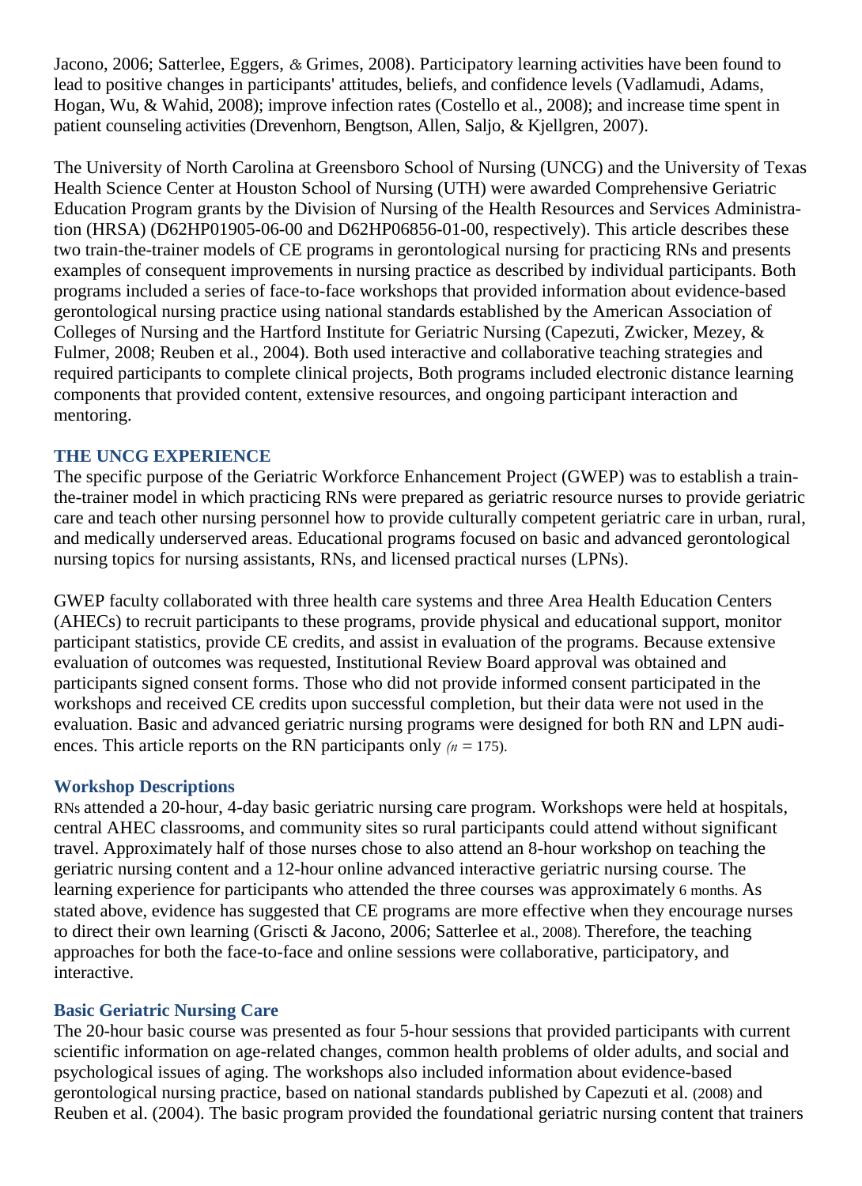Jacono, 2006; Satterlee, Eggers, & Grimes, 2008). Participatory learning activities have been found to lead to positive changes in participants' attitudes, beliefs, and confidence levels (Vadlamudi, Adams, Hogan, Wu, & Wahid, 2008); improve infection rates (Costello et al., 2008); and increase time spent in patient counseling activities (Drevenhorn, Bengtson, Allen, Saljo, & Kjellgren, 2007).

The University of North Carolina at Greensboro School of Nursing (UNCG) and the University of Texas Health Science Center at Houston School of Nursing (UTH) were awarded Comprehensive Geriatric Education Program grants by the Division of Nursing of the Health Resources and Services Administration (HRSA) (D62HP01905-06-00 and D62HP06856-01-00, respectively). This article describes these two train-the-trainer models of CE programs in gerontological nursing for practicing RNs and presents examples of consequent improvements in nursing practice as described by individual participants. Both programs included a series of face-to-face workshops that provided information about evidence-based gerontological nursing practice using national standards established by the American Association of Colleges of Nursing and the Hartford Institute for Geriatric Nursing (Capezuti, Zwicker, Mezey, & Fulmer, 2008; Reuben et al., 2004). Both used interactive and collaborative teaching strategies and required participants to complete clinical projects, Both programs included electronic distance learning components that provided content, extensive resources, and ongoing participant interaction and mentoring.

## THE UNCG EXPERIENCE

The specific purpose of the Geriatric Workforce Enhancement Project (GWEP) was to establish a train-the-trainer model in which practicing RNs were prepared as geriatric resource nurses to provide geriatric care and teach other nursing personnel how to provide culturally competent geriatric care in urban, rural, and medically underserved areas. Educational programs focused on basic and advanced gerontological nursing topics for nursing assistants, RNs, and licensed practical nurses (LPNs).

GWEP faculty collaborated with three health care systems and three Area Health Education Centers (AHECs) to recruit participants to these programs, provide physical and educational support, monitor participant statistics, provide CE credits, and assist in evaluation of the programs. Because extensive evaluation of outcomes was requested, Institutional Review Board approval was obtained and participants signed consent forms. Those who did not provide informed consent participated in the workshops and received CE credits upon successful completion, but their data were not used in the evaluation. Basic and advanced geriatric nursing programs were designed for both RN and LPN audiences. This article reports on the RN participants only ($n = 175$).

### Workshop Descriptions

RNs attended a 20-hour, 4-day basic geriatric nursing care program. Workshops were held at hospitals, central AHEC classrooms, and community sites so rural participants could attend without significant travel. Approximately half of those nurses chose to also attend an 8-hour workshop on teaching the geriatric nursing content and a 12-hour online advanced interactive geriatric nursing course. The learning experience for participants who attended the three courses was approximately 6 months. As stated above, evidence has suggested that CE programs are more effective when they encourage nurses to direct their own learning (Griscti & Jacono, 2006; Satterlee et al., 2008). Therefore, the teaching approaches for both the face-to-face and online sessions were collaborative, participatory, and interactive.

### Basic Geriatric Nursing Care

The 20-hour basic course was presented as four 5-hour sessions that provided participants with current scientific information on age-related changes, common health problems of older adults, and social and psychological issues of aging. The workshops also included information about evidence-based gerontological nursing practice, based on national standards published by Capezuti et al. (2008) and Reuben et al. (2004). The basic program provided the foundational geriatric nursing content that trainers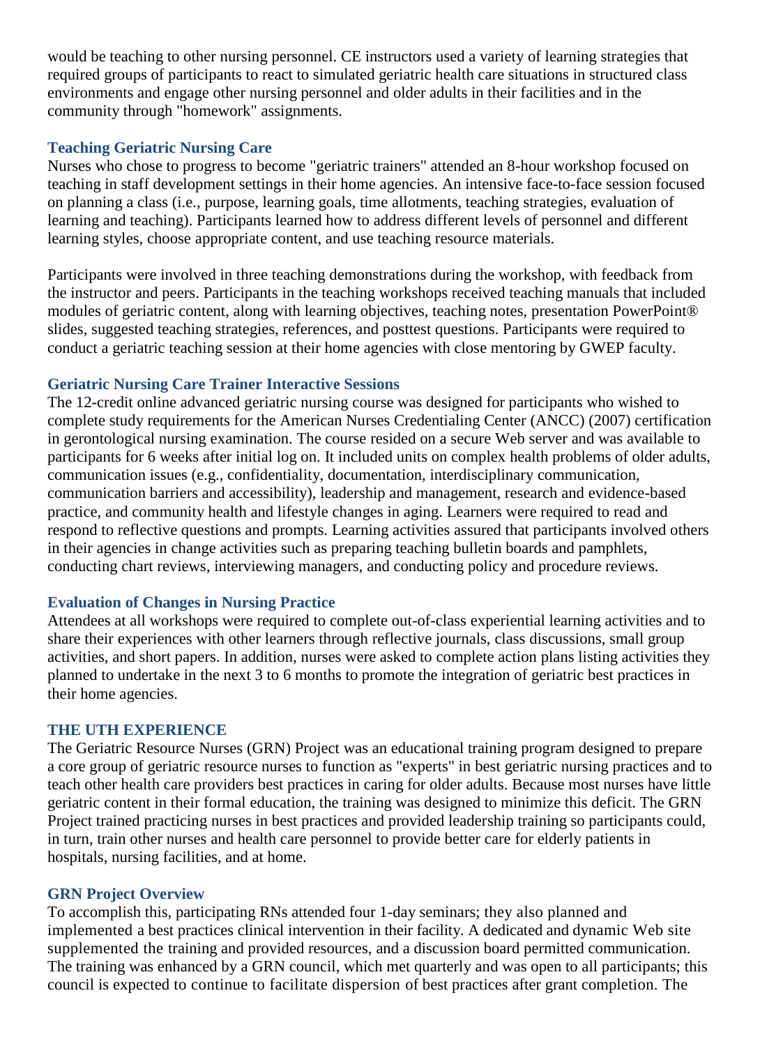would be teaching to other nursing personnel. CE instructors used a variety of learning strategies that required groups of participants to react to simulated geriatric health care situations in structured class environments and engage other nursing personnel and older adults in their facilities and in the community through "homework" assignments.

### Teaching Geriatric Nursing Care

Nurses who chose to progress to become "geriatric trainers" attended an 8-hour workshop focused on teaching in staff development settings in their home agencies. An intensive face-to-face session focused on planning a class (i.e., purpose, learning goals, time allotments, teaching strategies, evaluation of learning and teaching). Participants learned how to address different levels of personnel and different learning styles, choose appropriate content, and use teaching resource materials.

Participants were involved in three teaching demonstrations during the workshop, with feedback from the instructor and peers. Participants in the teaching workshops received teaching manuals that included modules of geriatric content, along with learning objectives, teaching notes, presentation PowerPoint® slides, suggested teaching strategies, references, and posttest questions. Participants were required to conduct a geriatric teaching session at their home agencies with close mentoring by GWEP faculty.

### Geriatric Nursing Care Trainer Interactive Sessions

The 12-credit online advanced geriatric nursing course was designed for participants who wished to complete study requirements for the American Nurses Credentialing Center (ANCC) (2007) certification in gerontological nursing examination. The course resided on a secure Web server and was available to participants for 6 weeks after initial log on. It included units on complex health problems of older adults, communication issues (e.g., confidentiality, documentation, interdisciplinary communication, communication barriers and accessibility), leadership and management, research and evidence-based practice, and community health and lifestyle changes in aging. Learners were required to read and respond to reflective questions and prompts. Learning activities assured that participants involved others in their agencies in change activities such as preparing teaching bulletin boards and pamphlets, conducting chart reviews, interviewing managers, and conducting policy and procedure reviews.

### Evaluation of Changes in Nursing Practice

Attendees at all workshops were required to complete out-of-class experiential learning activities and to share their experiences with other learners through reflective journals, class discussions, small group activities, and short papers. In addition, nurses were asked to complete action plans listing activities they planned to undertake in the next 3 to 6 months to promote the integration of geriatric best practices in their home agencies.

## THE UTH EXPERIENCE

The Geriatric Resource Nurses (GRN) Project was an educational training program designed to prepare a core group of geriatric resource nurses to function as "experts" in best geriatric nursing practices and to teach other health care providers best practices in caring for older adults. Because most nurses have little geriatric content in their formal education, the training was designed to minimize this deficit. The GRN Project trained practicing nurses in best practices and provided leadership training so participants could, in turn, train other nurses and health care personnel to provide better care for elderly patients in hospitals, nursing facilities, and at home.

### GRN Project Overview

To accomplish this, participating RNs attended four 1-day seminars; they also planned and implemented a best practices clinical intervention in their facility. A dedicated and dynamic Web site supplemented the training and provided resources, and a discussion board permitted communication. The training was enhanced by a GRN council, which met quarterly and was open to all participants; this council is expected to continue to facilitate dispersion of best practices after grant completion. The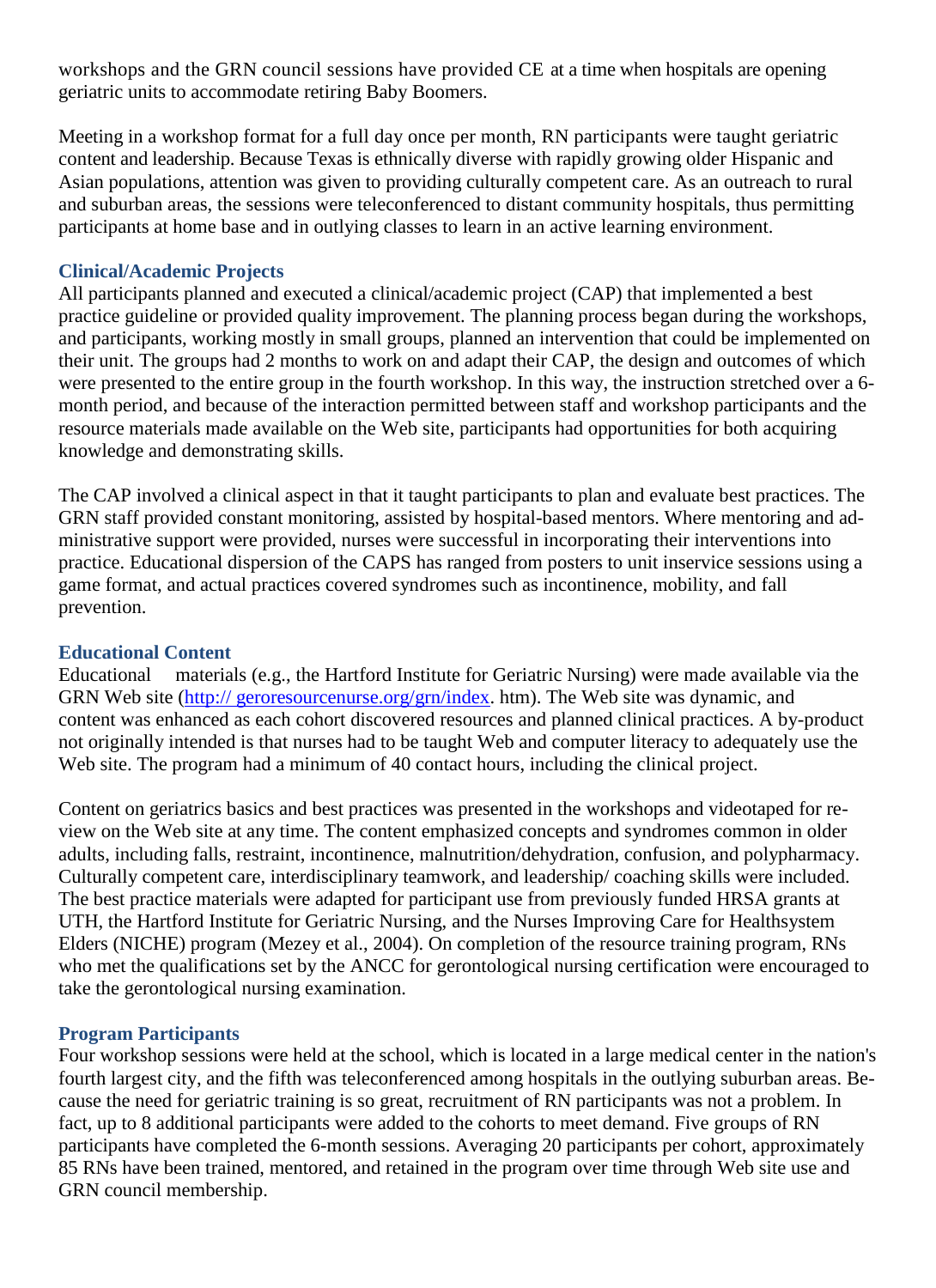workshops and the GRN council sessions have provided CE at a time when hospitals are opening geriatric units to accommodate retiring Baby Boomers.

Meeting in a workshop format for a full day once per month, RN participants were taught geriatric content and leadership. Because Texas is ethnically diverse with rapidly growing older Hispanic and Asian populations, attention was given to providing culturally competent care. As an outreach to rural and suburban areas, the sessions were teleconferenced to distant community hospitals, thus permitting participants at home base and in outlying classes to learn in an active learning environment.

### Clinical/Academic Projects

All participants planned and executed a clinical/academic project (CAP) that implemented a best practice guideline or provided quality improvement. The planning process began during the workshops, and participants, working mostly in small groups, planned an intervention that could be implemented on their unit. The groups had 2 months to work on and adapt their CAP, the design and outcomes of which were presented to the entire group in the fourth workshop. In this way, the instruction stretched over a 6-month period, and because of the interaction permitted between staff and workshop participants and the resource materials made available on the Web site, participants had opportunities for both acquiring knowledge and demonstrating skills.

The CAP involved a clinical aspect in that it taught participants to plan and evaluate best practices. The GRN staff provided constant monitoring, assisted by hospital-based mentors. Where mentoring and administrative support were provided, nurses were successful in incorporating their interventions into practice. Educational dispersion of the CAPS has ranged from posters to unit inservice sessions using a game format, and actual practices covered syndromes such as incontinence, mobility, and fall prevention.

### Educational Content

Educational materials (e.g., the Hartford Institute for Geriatric Nursing) were made available via the GRN Web site (http:// geroresourcenurse.org/grn/index. htm). The Web site was dynamic, and content was enhanced as each cohort discovered resources and planned clinical practices. A by-product not originally intended is that nurses had to be taught Web and computer literacy to adequately use the Web site. The program had a minimum of 40 contact hours, including the clinical project.

Content on geriatrics basics and best practices was presented in the workshops and videotaped for review on the Web site at any time. The content emphasized concepts and syndromes common in older adults, including falls, restraint, incontinence, malnutrition/dehydration, confusion, and polypharmacy. Culturally competent care, interdisciplinary teamwork, and leadership/ coaching skills were included. The best practice materials were adapted for participant use from previously funded HRSA grants at UTH, the Hartford Institute for Geriatric Nursing, and the Nurses Improving Care for Healthsystem Elders (NICHE) program (Mezey et al., 2004). On completion of the resource training program, RNs who met the qualifications set by the ANCC for gerontological nursing certification were encouraged to take the gerontological nursing examination.

### Program Participants

Four workshop sessions were held at the school, which is located in a large medical center in the nation's fourth largest city, and the fifth was teleconferenced among hospitals in the outlying suburban areas. Because the need for geriatric training is so great, recruitment of RN participants was not a problem. In fact, up to 8 additional participants were added to the cohorts to meet demand. Five groups of RN participants have completed the 6-month sessions. Averaging 20 participants per cohort, approximately 85 RNs have been trained, mentored, and retained in the program over time through Web site use and GRN council membership.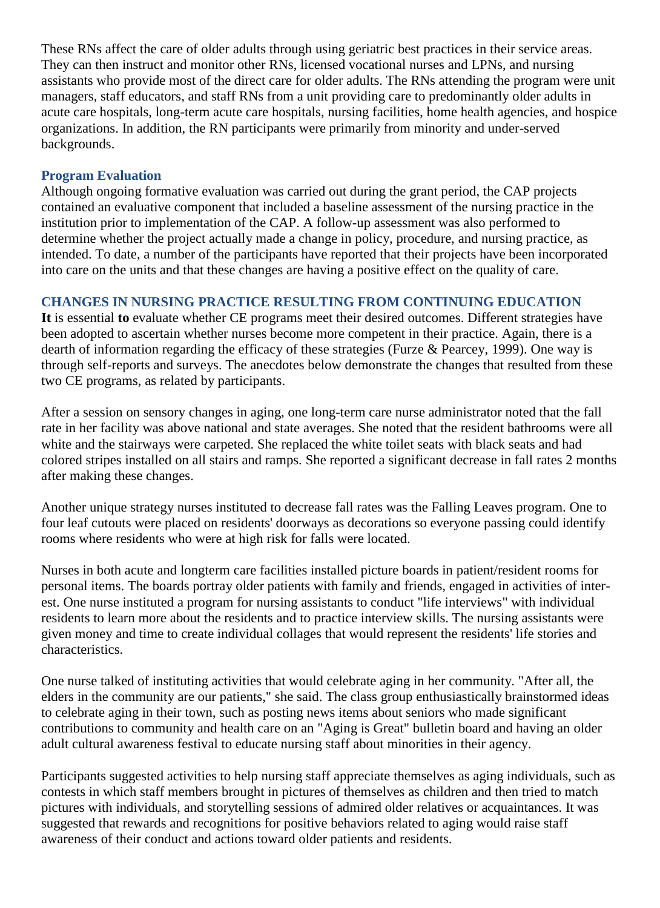These RNs affect the care of older adults through using geriatric best practices in their service areas. They can then instruct and monitor other RNs, licensed vocational nurses and LPNs, and nursing assistants who provide most of the direct care for older adults. The RNs attending the program were unit managers, staff educators, and staff RNs from a unit providing care to predominantly older adults in acute care hospitals, long-term acute care hospitals, nursing facilities, home health agencies, and hospice organizations. In addition, the RN participants were primarily from minority and under-served backgrounds.

### Program Evaluation

Although ongoing formative evaluation was carried out during the grant period, the CAP projects contained an evaluative component that included a baseline assessment of the nursing practice in the institution prior to implementation of the CAP. A follow-up assessment was also performed to determine whether the project actually made a change in policy, procedure, and nursing practice, as intended. To date, a number of the participants have reported that their projects have been incorporated into care on the units and that these changes are having a positive effect on the quality of care.

## CHANGES IN NURSING PRACTICE RESULTING FROM CONTINUING EDUCATION

**It** is essential **to** evaluate whether CE programs meet their desired outcomes. Different strategies have been adopted to ascertain whether nurses become more competent in their practice. Again, there is a dearth of information regarding the efficacy of these strategies (Furze & Pearcey, 1999). One way is through self-reports and surveys. The anecdotes below demonstrate the changes that resulted from these two CE programs, as related by participants.

After a session on sensory changes in aging, one long-term care nurse administrator noted that the fall rate in her facility was above national and state averages. She noted that the resident bathrooms were all white and the stairways were carpeted. She replaced the white toilet seats with black seats and had colored stripes installed on all stairs and ramps. She reported a significant decrease in fall rates 2 months after making these changes.

Another unique strategy nurses instituted to decrease fall rates was the Falling Leaves program. One to four leaf cutouts were placed on residents' doorways as decorations so everyone passing could identify rooms where residents who were at high risk for falls were located.

Nurses in both acute and longterm care facilities installed picture boards in patient/resident rooms for personal items. The boards portray older patients with family and friends, engaged in activities of interest. One nurse instituted a program for nursing assistants to conduct "life interviews" with individual residents to learn more about the residents and to practice interview skills. The nursing assistants were given money and time to create individual collages that would represent the residents' life stories and characteristics.

One nurse talked of instituting activities that would celebrate aging in her community. "After all, the elders in the community are our patients," she said. The class group enthusiastically brainstormed ideas to celebrate aging in their town, such as posting news items about seniors who made significant contributions to community and health care on an "Aging is Great" bulletin board and having an older adult cultural awareness festival to educate nursing staff about minorities in their agency.

Participants suggested activities to help nursing staff appreciate themselves as aging individuals, such as contests in which staff members brought in pictures of themselves as children and then tried to match pictures with individuals, and storytelling sessions of admired older relatives or acquaintances. It was suggested that rewards and recognitions for positive behaviors related to aging would raise staff awareness of their conduct and actions toward older patients and residents.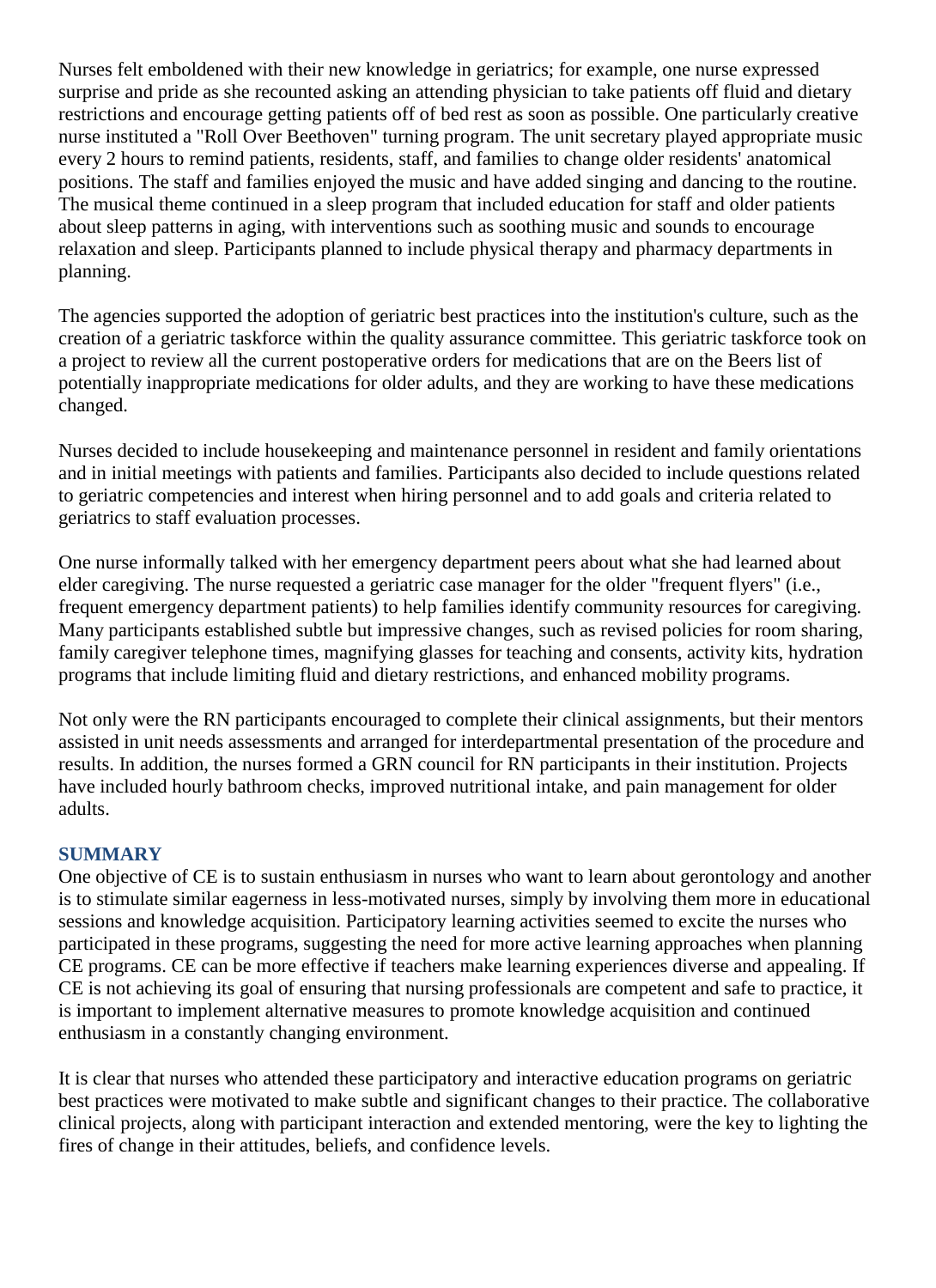Nurses felt emboldened with their new knowledge in geriatrics; for example, one nurse expressed surprise and pride as she recounted asking an attending physician to take patients off fluid and dietary restrictions and encourage getting patients off of bed rest as soon as possible. One particularly creative nurse instituted a "Roll Over Beethoven" turning program. The unit secretary played appropriate music every 2 hours to remind patients, residents, staff, and families to change older residents' anatomical positions. The staff and families enjoyed the music and have added singing and dancing to the routine. The musical theme continued in a sleep program that included education for staff and older patients about sleep patterns in aging, with interventions such as soothing music and sounds to encourage relaxation and sleep. Participants planned to include physical therapy and pharmacy departments in planning.

The agencies supported the adoption of geriatric best practices into the institution's culture, such as the creation of a geriatric taskforce within the quality assurance committee. This geriatric taskforce took on a project to review all the current postoperative orders for medications that are on the Beers list of potentially inappropriate medications for older adults, and they are working to have these medications changed.

Nurses decided to include housekeeping and maintenance personnel in resident and family orientations and in initial meetings with patients and families. Participants also decided to include questions related to geriatric competencies and interest when hiring personnel and to add goals and criteria related to geriatrics to staff evaluation processes.

One nurse informally talked with her emergency department peers about what she had learned about elder caregiving. The nurse requested a geriatric case manager for the older "frequent flyers" (i.e., frequent emergency department patients) to help families identify community resources for caregiving. Many participants established subtle but impressive changes, such as revised policies for room sharing, family caregiver telephone times, magnifying glasses for teaching and consents, activity kits, hydration programs that include limiting fluid and dietary restrictions, and enhanced mobility programs.

Not only were the RN participants encouraged to complete their clinical assignments, but their mentors assisted in unit needs assessments and arranged for interdepartmental presentation of the procedure and results. In addition, the nurses formed a GRN council for RN participants in their institution. Projects have included hourly bathroom checks, improved nutritional intake, and pain management for older adults.

## SUMMARY

One objective of CE is to sustain enthusiasm in nurses who want to learn about gerontology and another is to stimulate similar eagerness in less-motivated nurses, simply by involving them more in educational sessions and knowledge acquisition. Participatory learning activities seemed to excite the nurses who participated in these programs, suggesting the need for more active learning approaches when planning CE programs. CE can be more effective if teachers make learning experiences diverse and appealing. If CE is not achieving its goal of ensuring that nursing professionals are competent and safe to practice, it is important to implement alternative measures to promote knowledge acquisition and continued enthusiasm in a constantly changing environment.

It is clear that nurses who attended these participatory and interactive education programs on geriatric best practices were motivated to make subtle and significant changes to their practice. The collaborative clinical projects, along with participant interaction and extended mentoring, were the key to lighting the fires of change in their attitudes, beliefs, and confidence levels.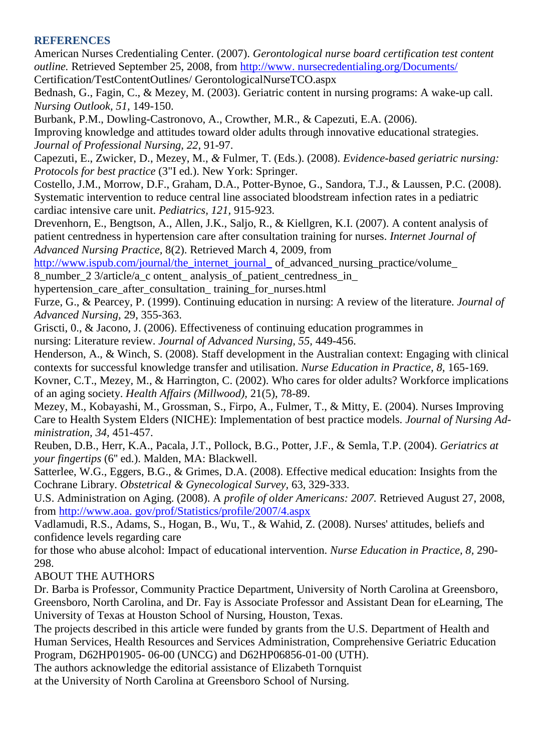## REFERENCES

American Nurses Credentialing Center. (2007). *Gerontological nurse board certification test content outline.* Retrieved September 25, 2008, from http://www. nursecredentialing.org/Documents/ Certification/TestContentOutlines/ GerontologicalNurseTCO.aspx

Bednash, G., Fagin, C., & Mezey, M. (2003). Geriatric content in nursing programs: A wake-up call. *Nursing Outlook, 51,* 149-150.

Burbank, P.M., Dowling-Castronovo, A., Crowther, M.R., & Capezuti, E.A. (2006). Improving knowledge and attitudes toward older adults through innovative educational strategies. *Journal of Professional Nursing, 22,* 91-97.

Capezuti, E., Zwicker, D., Mezey, M., & Fulmer, T. (Eds.). (2008). *Evidence-based geriatric nursing: Protocols for best practice* (3"I ed.). New York: Springer.

Costello, J.M., Morrow, D.F., Graham, D.A., Potter-Bynoe, G., Sandora, T.J., & Laussen, P.C. (2008). Systematic intervention to reduce central line associated bloodstream infection rates in a pediatric cardiac intensive care unit. *Pediatrics, 121,* 915-923.

Drevenhorn, E., Bengtson, A., Allen, J.K., Saljo, R., & Kiellgren, K.I. (2007). A content analysis of patient centredness in hypertension care after consultation training for nurses. *Internet Journal of Advanced Nursing Practice,* 8(2). Retrieved March 4, 2009, from http://www.ispub.com/journal/the_internet_journal_ of_advanced_nursing_practice/volume_ 8_number_2 3/article/a_c ontent_ analysis_of_patient_centredness_in_ hypertension_care_after_consultation_ training_for_nurses.html

Furze, G., & Pearcey, P. (1999). Continuing education in nursing: A review of the literature. *Journal of Advanced Nursing,* 29, 355-363.

Griscti, 0., & Jacono, J. (2006). Effectiveness of continuing education programmes in nursing: Literature review. *Journal of Advanced Nursing, 55,* 449-456.

Henderson, A., & Winch, S. (2008). Staff development in the Australian context: Engaging with clinical contexts for successful knowledge transfer and utilisation. *Nurse Education in Practice, 8,* 165-169.

Kovner, C.T., Mezey, M., & Harrington, C. (2002). Who cares for older adults? Workforce implications of an aging society. *Health Affairs (Millwood),* 21(5), 78-89.

Mezey, M., Kobayashi, M., Grossman, S., Firpo, A., Fulmer, T., & Mitty, E. (2004). Nurses Improving Care to Health System Elders (NICHE): Implementation of best practice models. *Journal of Nursing Administration, 34,* 451-457.

Reuben, D.B., Herr, K.A., Pacala, J.T., Pollock, B.G., Potter, J.F., & Semla, T.P. (2004). *Geriatrics at your fingertips* (6" ed.). Malden, MA: Blackwell.

Satterlee, W.G., Eggers, B.G., & Grimes, D.A. (2008). Effective medical education: Insights from the Cochrane Library. *Obstetrical & Gynecological Survey,* 63, 329-333.

U.S. Administration on Aging. (2008). A *profile of older Americans: 2007.* Retrieved August 27, 2008, from http://www.aoa. gov/prof/Statistics/profile/2007/4.aspx

Vadlamudi, R.S., Adams, S., Hogan, B., Wu, T., & Wahid, Z. (2008). Nurses' attitudes, beliefs and confidence levels regarding care for those who abuse alcohol: Impact of educational intervention. *Nurse Education in Practice, 8,* 290-298.

ABOUT THE AUTHORS

Dr. Barba is Professor, Community Practice Department, University of North Carolina at Greensboro, Greensboro, North Carolina, and Dr. Fay is Associate Professor and Assistant Dean for eLearning, The University of Texas at Houston School of Nursing, Houston, Texas.

The projects described in this article were funded by grants from the U.S. Department of Health and Human Services, Health Resources and Services Administration, Comprehensive Geriatric Education Program, D62HP01905- 06-00 (UNCG) and D62HP06856-01-00 (UTH).

The authors acknowledge the editorial assistance of Elizabeth Tornquist at the University of North Carolina at Greensboro School of Nursing.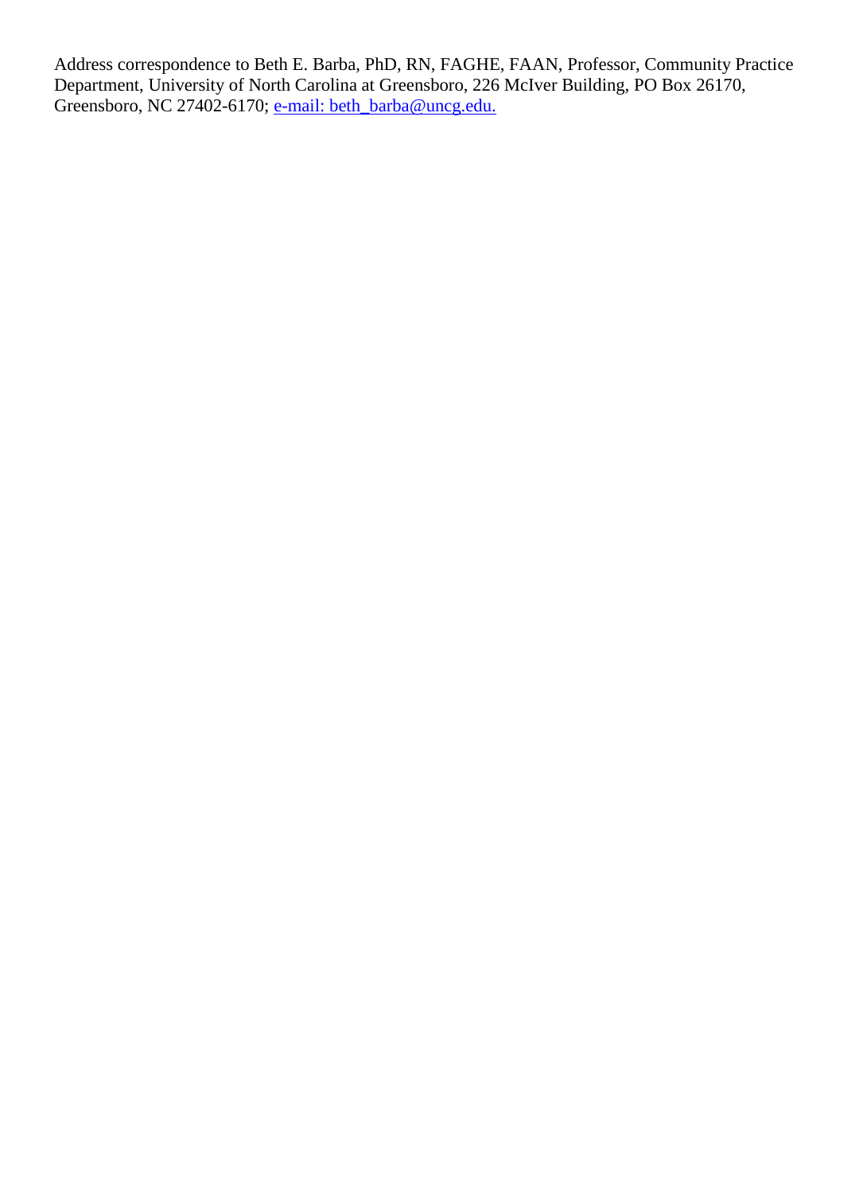Address correspondence to Beth E. Barba, PhD, RN, FAGHE, FAAN, Professor, Community Practice Department, University of North Carolina at Greensboro, 226 McIver Building, PO Box 26170, Greensboro, NC 27402-6170; e-mail: beth_barba@uncg.edu.